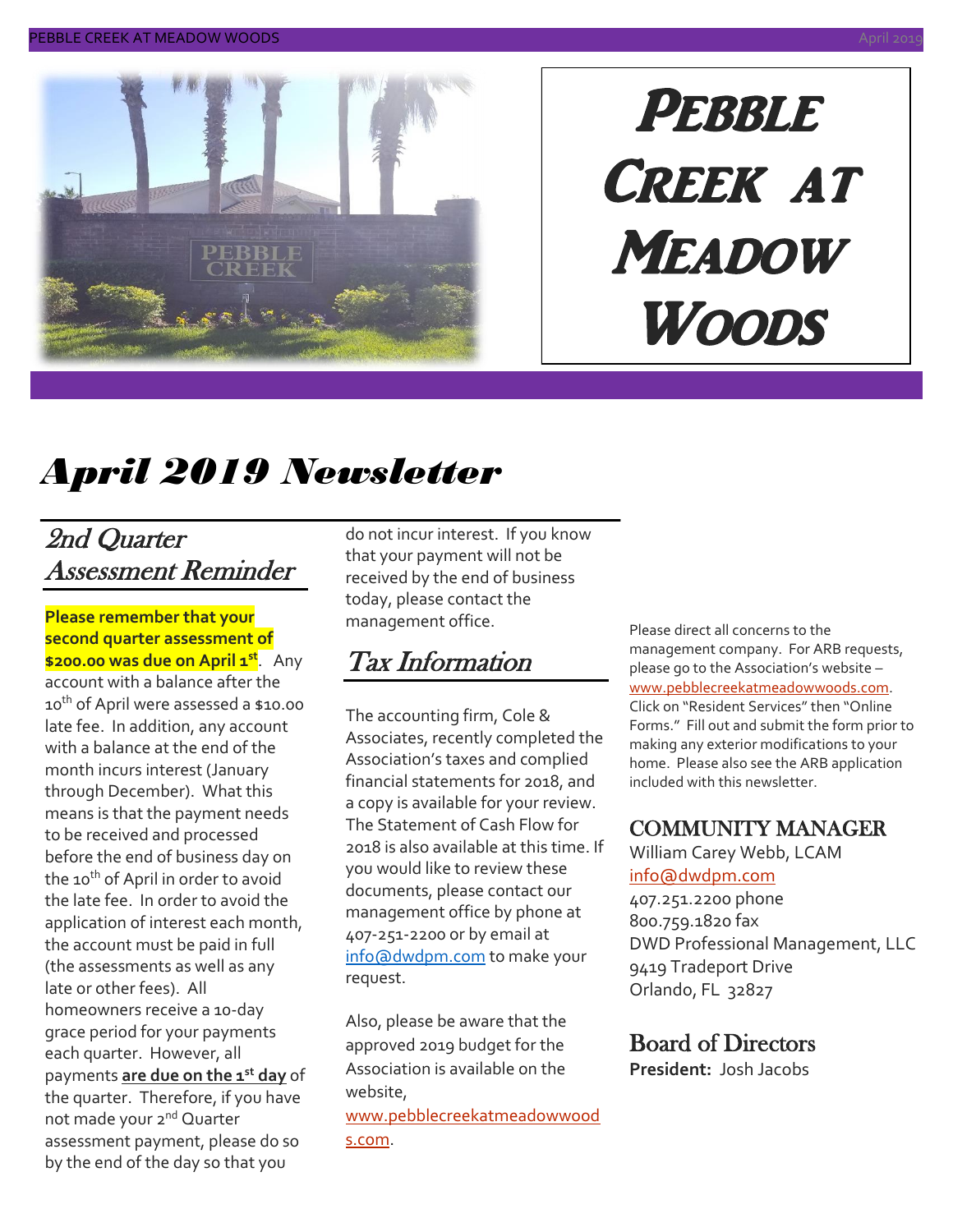# Pebble Creek at Meadow Woods

## *April 2019 Newsletter*

### *2nd Quarter Assessment Reminder*

**Please remember that your second quarter assessment of $200.00 was due on April 1st.** Any account with a balance after the 10th of April were assessed a $10.00 late fee. In addition, any account with a balance at the end of the month incurs interest (January through December). What this means is that the payment needs to be received and processed before the end of business day on the 10th of April in order to avoid the late fee. In order to avoid the application of interest each month, the account must be paid in full (the assessments as well as any late or other fees). All homeowners receive a 10-day grace period for your payments each quarter. However, all payments **are due on the 1st day** of the quarter. Therefore, if you have not made your 2nd Quarter assessment payment, please do so by the end of the day so that you do not incur interest. If you know that your payment will not be received by the end of business today, please contact the management office.

### *Tax Information*

The accounting firm, Cole & Associates, recently completed the Association's taxes and complied financial statements for 2018, and a copy is available for your review. The Statement of Cash Flow for 2018 is also available at this time. If you would like to review these documents, please contact our management office by phone at 407-251-2200 or by email at info@dwdpm.com to make your request.

Also, please be aware that the approved 2019 budget for the Association is available on the website, www.pebblecreekatmeadowwoods.com.

Please direct all concerns to the management company. For ARB requests, please go to the Association's website – www.pebblecreekatmeadowwoods.com. Click on "Resident Services" then "Online Forms." Fill out and submit the form prior to making any exterior modifications to your home. Please also see the ARB application included with this newsletter.

### COMMUNITY MANAGER

William Carey Webb, LCAM
info@dwdpm.com
407.251.2200 phone
800.759.1820 fax
DWD Professional Management, LLC
9419 Tradeport Drive
Orlando, FL 32827

### Board of Directors

**President:** Josh Jacobs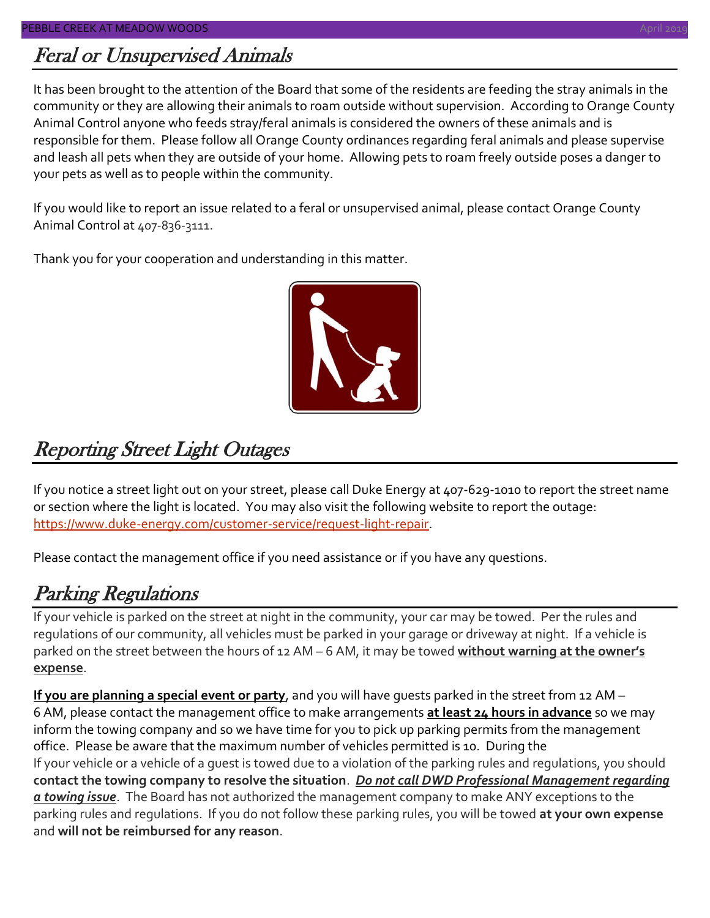## *Feral or Unsupervised Animals*

It has been brought to the attention of the Board that some of the residents are feeding the stray animals in the community or they are allowing their animals to roam outside without supervision. According to Orange County Animal Control anyone who feeds stray/feral animals is considered the owners of these animals and is responsible for them. Please follow all Orange County ordinances regarding feral animals and please supervise and leash all pets when they are outside of your home. Allowing pets to roam freely outside poses a danger to your pets as well as to people within the community.

If you would like to report an issue related to a feral or unsupervised animal, please contact Orange County Animal Control at 407-836-3111.

Thank you for your cooperation and understanding in this matter.

## *Reporting Street Light Outages*

If you notice a street light out on your street, please call Duke Energy at 407-629-1010 to report the street name or section where the light is located. You may also visit the following website to report the outage: https://www.duke-energy.com/customer-service/request-light-repair.

Please contact the management office if you need assistance or if you have any questions.

## *Parking Regulations*

If your vehicle is parked on the street at night in the community, your car may be towed. Per the rules and regulations of our community, all vehicles must be parked in your garage or driveway at night. If a vehicle is parked on the street between the hours of 12 AM – 6 AM, it may be towed **without warning at the owner's expense**.

**If you are planning a special event or party**, and you will have guests parked in the street from 12 AM – 6 AM, please contact the management office to make arrangements **at least 24 hours in advance** so we may inform the towing company and so we have time for you to pick up parking permits from the management office. Please be aware that the maximum number of vehicles permitted is 10. During the

If your vehicle or a vehicle of a guest is towed due to a violation of the parking rules and regulations, you should **contact the towing company to resolve the situation**. ***Do not call DWD Professional Management regarding a towing issue***. The Board has not authorized the management company to make ANY exceptions to the parking rules and regulations. If you do not follow these parking rules, you will be towed **at your own expense** and **will not be reimbursed for any reason**.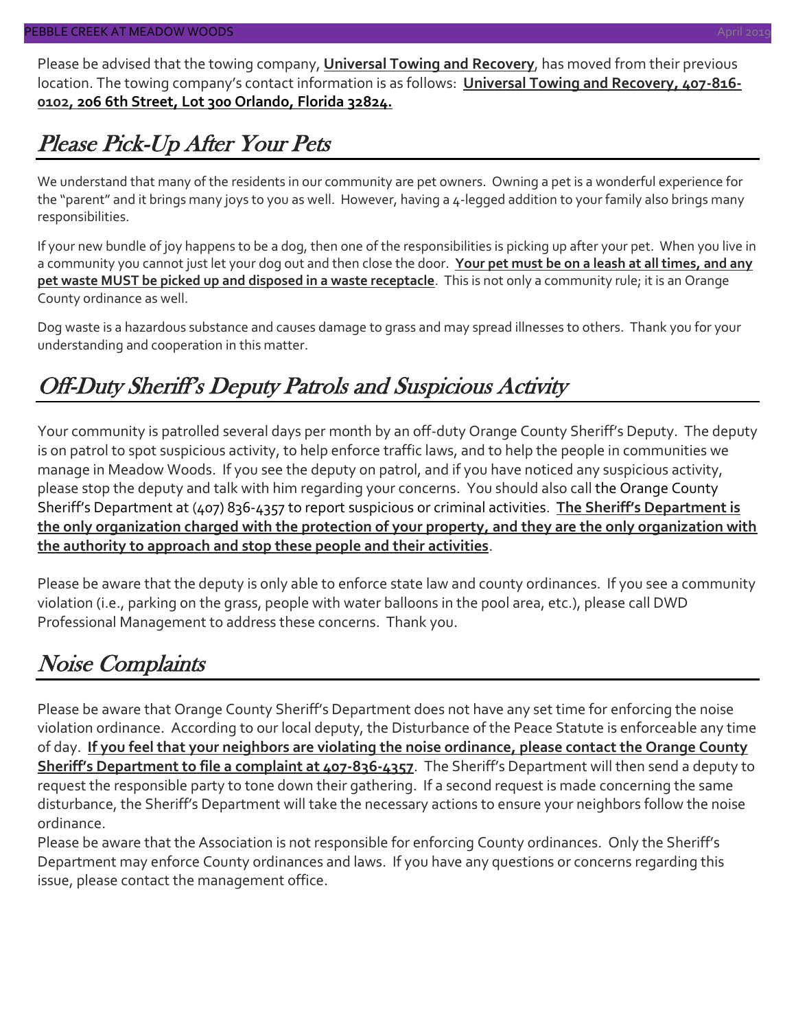Please be advised that the towing company, **Universal Towing and Recovery**, has moved from their previous location. The towing company's contact information is as follows: **Universal Towing and Recovery, 407-816-0102, 206 6th Street, Lot 300 Orlando, Florida 32824.**

## Please Pick-Up After Your Pets

We understand that many of the residents in our community are pet owners. Owning a pet is a wonderful experience for the "parent" and it brings many joys to you as well. However, having a 4-legged addition to your family also brings many responsibilities.

If your new bundle of joy happens to be a dog, then one of the responsibilities is picking up after your pet. When you live in a community you cannot just let your dog out and then close the door. **Your pet must be on a leash at all times, and any pet waste MUST be picked up and disposed in a waste receptacle**. This is not only a community rule; it is an Orange County ordinance as well.

Dog waste is a hazardous substance and causes damage to grass and may spread illnesses to others. Thank you for your understanding and cooperation in this matter.

## Off-Duty Sheriff's Deputy Patrols and Suspicious Activity

Your community is patrolled several days per month by an off-duty Orange County Sheriff's Deputy. The deputy is on patrol to spot suspicious activity, to help enforce traffic laws, and to help the people in communities we manage in Meadow Woods. If you see the deputy on patrol, and if you have noticed any suspicious activity, please stop the deputy and talk with him regarding your concerns. You should also call the Orange County Sheriff's Department at (407) 836-4357 to report suspicious or criminal activities. **The Sheriff's Department is the only organization charged with the protection of your property, and they are the only organization with the authority to approach and stop these people and their activities**.

Please be aware that the deputy is only able to enforce state law and county ordinances. If you see a community violation (i.e., parking on the grass, people with water balloons in the pool area, etc.), please call DWD Professional Management to address these concerns. Thank you.

## Noise Complaints

Please be aware that Orange County Sheriff's Department does not have any set time for enforcing the noise violation ordinance. According to our local deputy, the Disturbance of the Peace Statute is enforceable any time of day. **If you feel that your neighbors are violating the noise ordinance, please contact the Orange County Sheriff's Department to file a complaint at 407-836-4357**. The Sheriff's Department will then send a deputy to request the responsible party to tone down their gathering. If a second request is made concerning the same disturbance, the Sheriff's Department will take the necessary actions to ensure your neighbors follow the noise ordinance.

Please be aware that the Association is not responsible for enforcing County ordinances. Only the Sheriff's Department may enforce County ordinances and laws. If you have any questions or concerns regarding this issue, please contact the management office.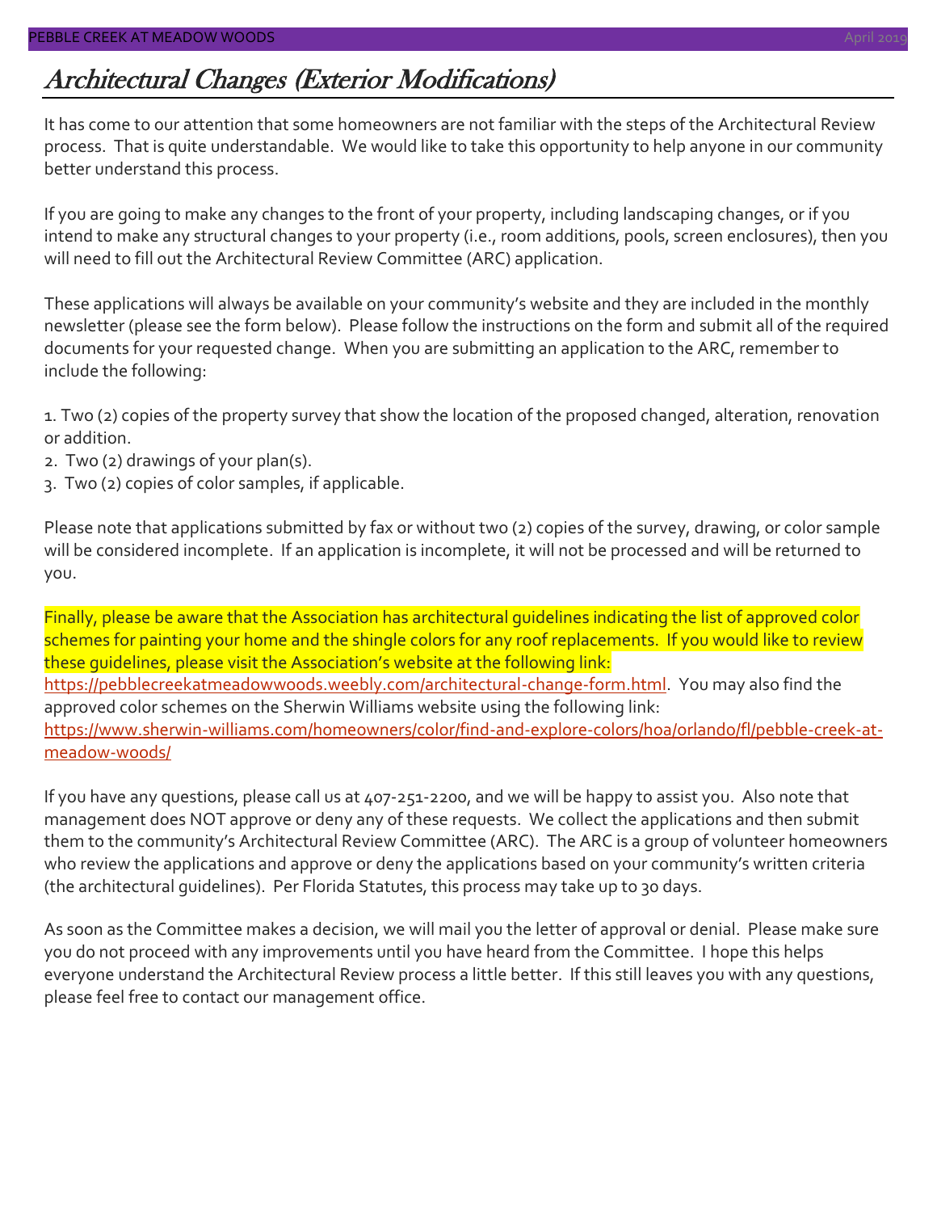# *Architectural Changes (Exterior Modifications)*

It has come to our attention that some homeowners are not familiar with the steps of the Architectural Review process. That is quite understandable. We would like to take this opportunity to help anyone in our community better understand this process.

If you are going to make any changes to the front of your property, including landscaping changes, or if you intend to make any structural changes to your property (i.e., room additions, pools, screen enclosures), then you will need to fill out the Architectural Review Committee (ARC) application.

These applications will always be available on your community's website and they are included in the monthly newsletter (please see the form below). Please follow the instructions on the form and submit all of the required documents for your requested change. When you are submitting an application to the ARC, remember to include the following:

1. Two (2) copies of the property survey that show the location of the proposed changed, alteration, renovation or addition.
2. Two (2) drawings of your plan(s).
3. Two (2) copies of color samples, if applicable.

Please note that applications submitted by fax or without two (2) copies of the survey, drawing, or color sample will be considered incomplete. If an application is incomplete, it will not be processed and will be returned to you.

Finally, please be aware that the Association has architectural guidelines indicating the list of approved color schemes for painting your home and the shingle colors for any roof replacements. If you would like to review these guidelines, please visit the Association's website at the following link: https://pebblecreekatmeadowwoods.weebly.com/architectural-change-form.html. You may also find the approved color schemes on the Sherwin Williams website using the following link: https://www.sherwin-williams.com/homeowners/color/find-and-explore-colors/hoa/orlando/fl/pebble-creek-at-meadow-woods/

If you have any questions, please call us at 407-251-2200, and we will be happy to assist you. Also note that management does NOT approve or deny any of these requests. We collect the applications and then submit them to the community's Architectural Review Committee (ARC). The ARC is a group of volunteer homeowners who review the applications and approve or deny the applications based on your community's written criteria (the architectural guidelines). Per Florida Statutes, this process may take up to 30 days.

As soon as the Committee makes a decision, we will mail you the letter of approval or denial. Please make sure you do not proceed with any improvements until you have heard from the Committee. I hope this helps everyone understand the Architectural Review process a little better. If this still leaves you with any questions, please feel free to contact our management office.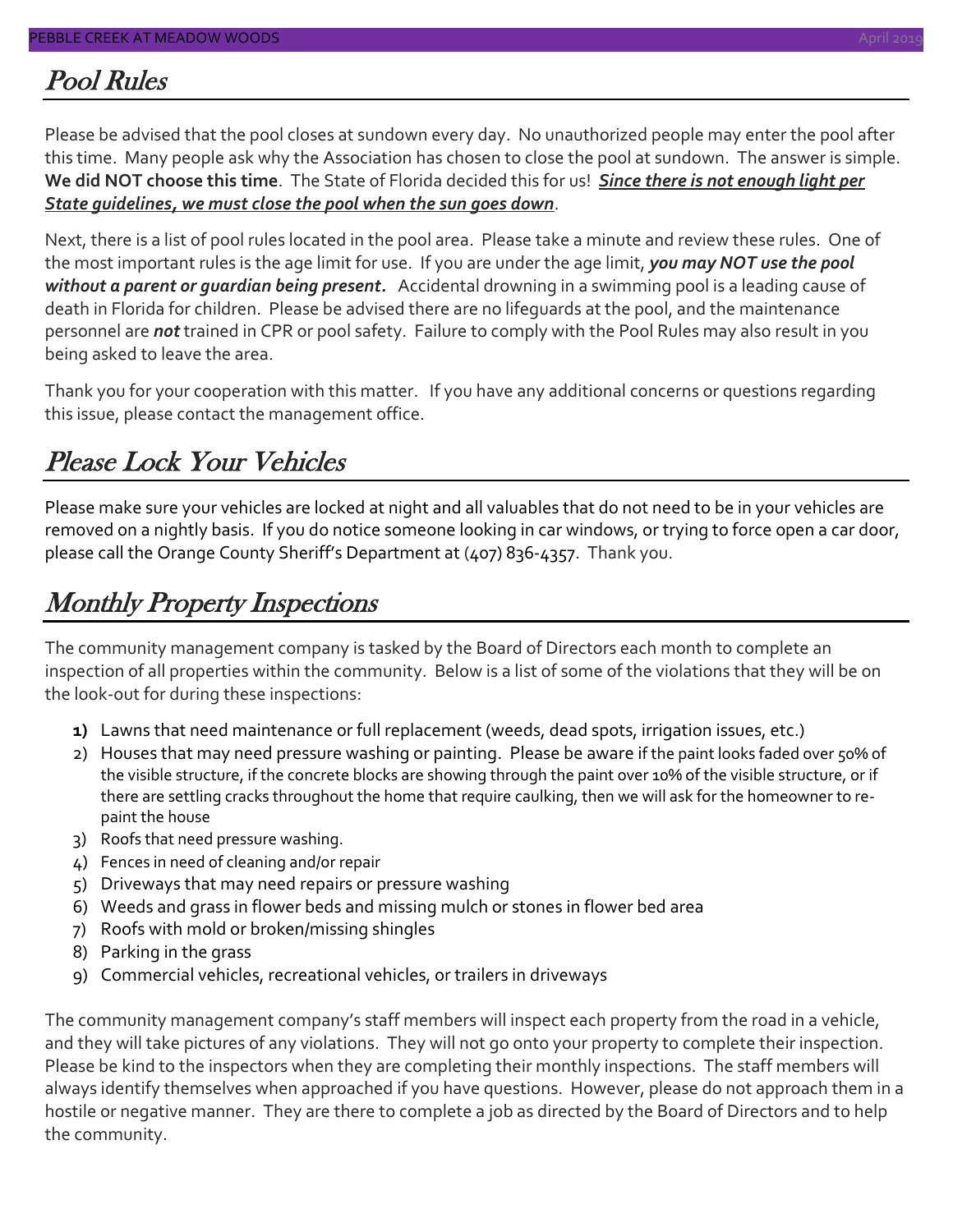## Pool Rules

Please be advised that the pool closes at sundown every day. No unauthorized people may enter the pool after this time. Many people ask why the Association has chosen to close the pool at sundown. The answer is simple. **We did NOT choose this time**. The State of Florida decided this for us! ***Since there is not enough light per State guidelines, we must close the pool when the sun goes down***.

Next, there is a list of pool rules located in the pool area. Please take a minute and review these rules. One of the most important rules is the age limit for use. If you are under the age limit, ***you may NOT use the pool without a parent or guardian being present.*** Accidental drowning in a swimming pool is a leading cause of death in Florida for children. Please be advised there are no lifeguards at the pool, and the maintenance personnel are ***not*** trained in CPR or pool safety. Failure to comply with the Pool Rules may also result in you being asked to leave the area.

Thank you for your cooperation with this matter. If you have any additional concerns or questions regarding this issue, please contact the management office.

## Please Lock Your Vehicles

Please make sure your vehicles are locked at night and all valuables that do not need to be in your vehicles are removed on a nightly basis. If you do notice someone looking in car windows, or trying to force open a car door, please call the Orange County Sheriff's Department at (407) 836-4357. Thank you.

## Monthly Property Inspections

The community management company is tasked by the Board of Directors each month to complete an inspection of all properties within the community. Below is a list of some of the violations that they will be on the look-out for during these inspections:

1) Lawns that need maintenance or full replacement (weeds, dead spots, irrigation issues, etc.)
2) Houses that may need pressure washing or painting. Please be aware if the paint looks faded over 50% of the visible structure, if the concrete blocks are showing through the paint over 10% of the visible structure, or if there are settling cracks throughout the home that require caulking, then we will ask for the homeowner to re-paint the house
3) Roofs that need pressure washing.
4) Fences in need of cleaning and/or repair
5) Driveways that may need repairs or pressure washing
6) Weeds and grass in flower beds and missing mulch or stones in flower bed area
7) Roofs with mold or broken/missing shingles
8) Parking in the grass
9) Commercial vehicles, recreational vehicles, or trailers in driveways

The community management company's staff members will inspect each property from the road in a vehicle, and they will take pictures of any violations. They will not go onto your property to complete their inspection. Please be kind to the inspectors when they are completing their monthly inspections. The staff members will always identify themselves when approached if you have questions. However, please do not approach them in a hostile or negative manner. They are there to complete a job as directed by the Board of Directors and to help the community.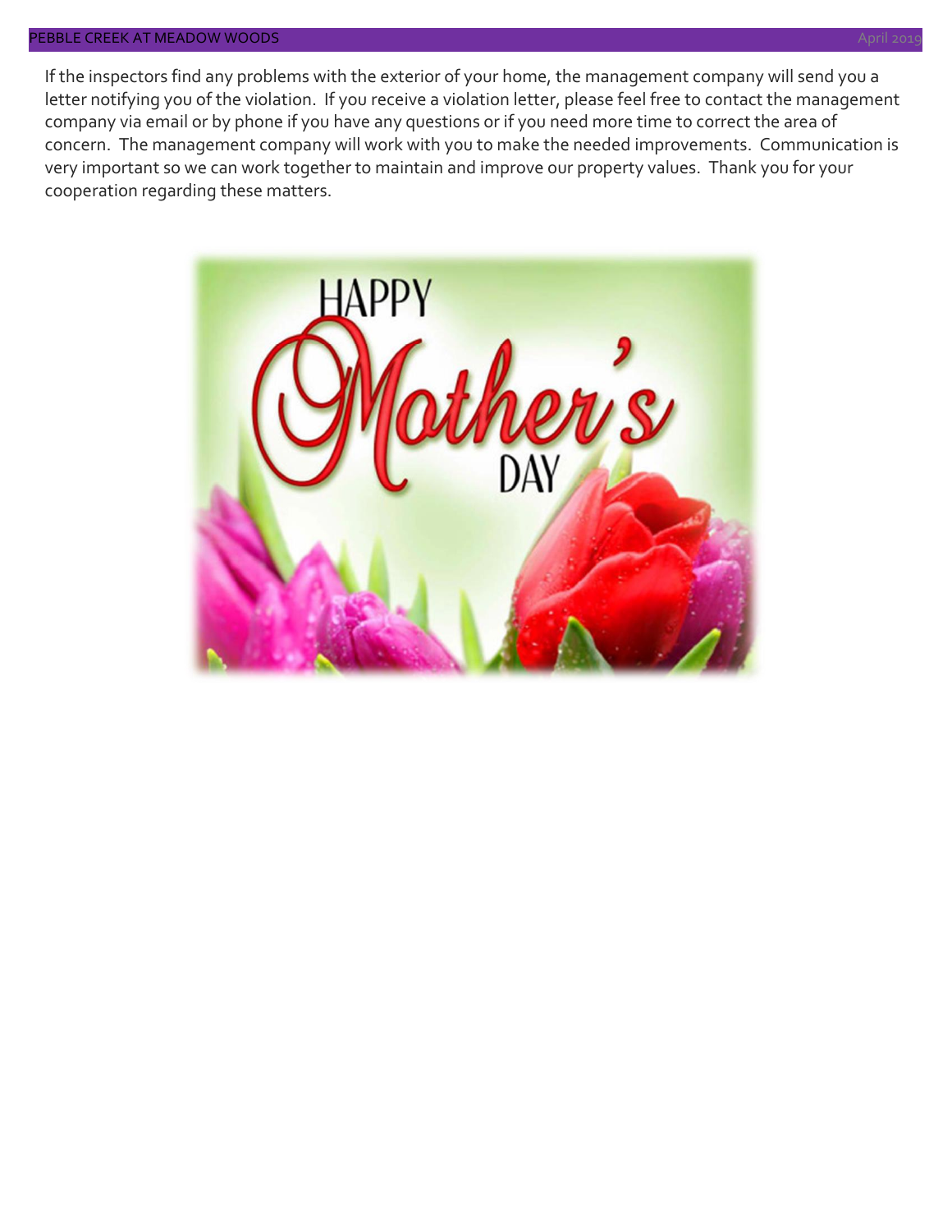If the inspectors find any problems with the exterior of your home, the management company will send you a letter notifying you of the violation. If you receive a violation letter, please feel free to contact the management company via email or by phone if you have any questions or if you need more time to correct the area of concern. The management company will work with you to make the needed improvements. Communication is very important so we can work together to maintain and improve our property values. Thank you for your cooperation regarding these matters.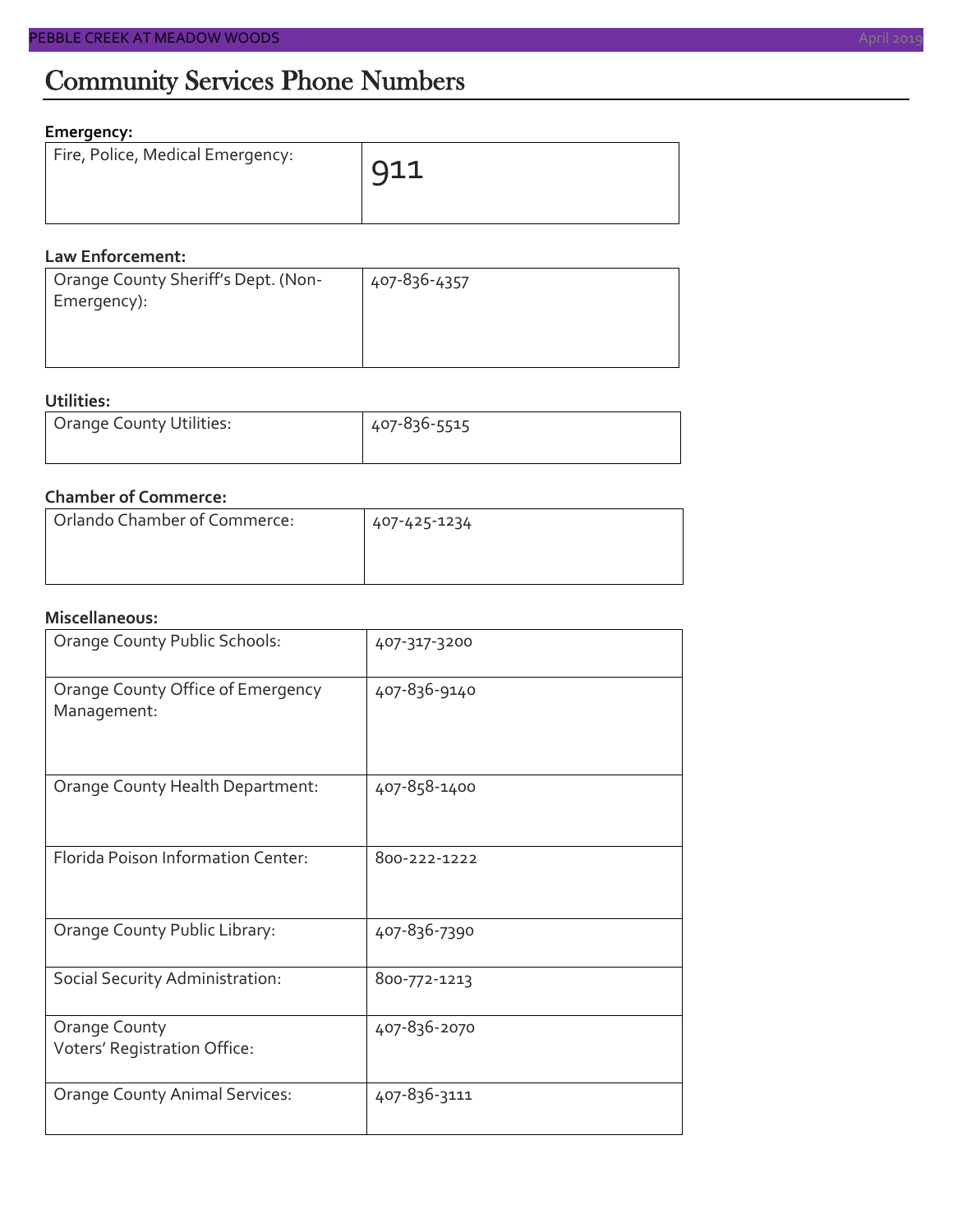# Community Services Phone Numbers

**Emergency:**

| Fire, Police, Medical Emergency: | 911 |
|---|---|

**Law Enforcement:**

| Orange County Sheriff's Dept. (Non-Emergency): | 407-836-4357 |
|---|---|

**Utilities:**

| Orange County Utilities: | 407-836-5515 |
|---|---|

**Chamber of Commerce:**

| Orlando Chamber of Commerce: | 407-425-1234 |
|---|---|

**Miscellaneous:**

| Orange County Public Schools: | 407-317-3200 |
|---|---|
| Orange County Office of Emergency Management: | 407-836-9140 |
| Orange County Health Department: | 407-858-1400 |
| Florida Poison Information Center: | 800-222-1222 |
| Orange County Public Library: | 407-836-7390 |
| Social Security Administration: | 800-772-1213 |
| Orange County Voters' Registration Office: | 407-836-2070 |
| Orange County Animal Services: | 407-836-3111 |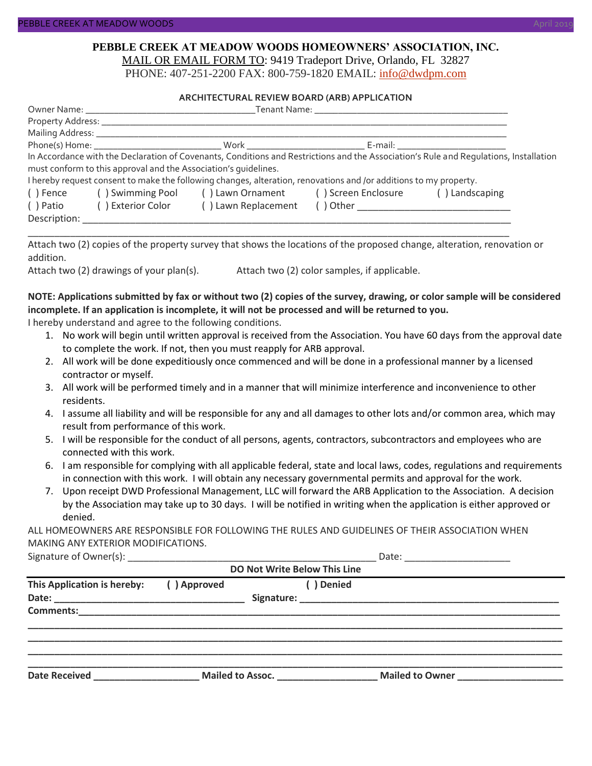**PEBBLE CREEK AT MEADOW WOODS HOMEOWNERS' ASSOCIATION, INC.**

MAIL OR EMAIL FORM TO: 9419 Tradeport Drive, Orlando, FL 32827

PHONE: 407-251-2200 FAX: 800-759-1820 EMAIL: info@dwdpm.com

**ARCHITECTURAL REVIEW BOARD (ARB) APPLICATION**

Owner Name: ___________________________________Tenant Name: _______________________________________

Property Address: _______________________________________________________________________________

Mailing Address: ________________________________________________________________________________

Phone(s) Home: __________________________ Work ________________________ E-mail: ______________________

In Accordance with the Declaration of Covenants, Conditions and Restrictions and the Association's Rule and Regulations, Installation must conform to this approval and the Association's guidelines.

I hereby request consent to make the following changes, alteration, renovations and /or additions to my property.

( ) Fence ( ) Swimming Pool ( ) Lawn Ornament ( ) Screen Enclosure ( ) Landscaping

( ) Patio ( ) Exterior Color ( ) Lawn Replacement ( ) Other ______________________________

Description: ____________________________________________________________________________________

_______________________________________________________________________________________________

Attach two (2) copies of the property survey that shows the locations of the proposed change, alteration, renovation or addition.

Attach two (2) drawings of your plan(s). Attach two (2) color samples, if applicable.

**NOTE: Applications submitted by fax or without two (2) copies of the survey, drawing, or color sample will be considered incomplete. If an application is incomplete, it will not be processed and will be returned to you.**

I hereby understand and agree to the following conditions.

1. No work will begin until written approval is received from the Association. You have 60 days from the approval date to complete the work. If not, then you must reapply for ARB approval.
2. All work will be done expeditiously once commenced and will be done in a professional manner by a licensed contractor or myself.
3. All work will be performed timely and in a manner that will minimize interference and inconvenience to other residents.
4. I assume all liability and will be responsible for any and all damages to other lots and/or common area, which may result from performance of this work.
5. I will be responsible for the conduct of all persons, agents, contractors, subcontractors and employees who are connected with this work.
6. I am responsible for complying with all applicable federal, state and local laws, codes, regulations and requirements in connection with this work. I will obtain any necessary governmental permits and approval for the work.
7. Upon receipt DWD Professional Management, LLC will forward the ARB Application to the Association. A decision by the Association may take up to 30 days. I will be notified in writing when the application is either approved or denied.

ALL HOMEOWNERS ARE RESPONSIBLE FOR FOLLOWING THE RULES AND GUIDELINES OF THEIR ASSOCIATION WHEN MAKING ANY EXTERIOR MODIFICATIONS.

Signature of Owner(s): _________________________________________________ Date: ____________________

**DO Not Write Below This Line**

**This Application is hereby: ( ) Approved ( ) Denied**

**Date:** ___________________________________ **Signature:** __________________________________________________

**Comments:**____________________________________________________________________________________________

_____________________________________________________________________________________________________

_____________________________________________________________________________________________________

_____________________________________________________________________________________________________

_____________________________________________________________________________________________________

**Date Received** ____________________ **Mailed to Assoc.** ___________________ **Mailed to Owner** ____________________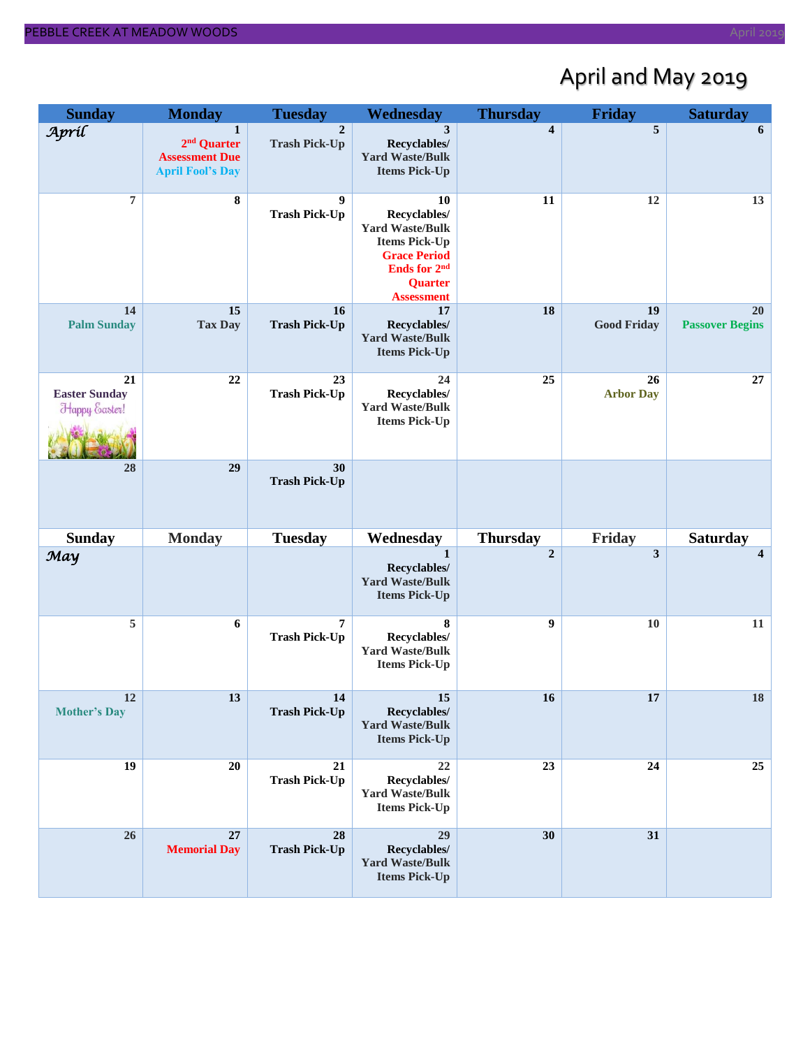# April and May 2019

| Sunday | Monday | Tuesday | Wednesday | Thursday | Friday | Saturday |
|---|---|---|---|---|---|---|
| *April* | 1 2nd Quarter Assessment Due April Fool's Day | 2 Trash Pick-Up | 3 Recyclables/ Yard Waste/Bulk Items Pick-Up | 4 | 5 | 6 |
| 7 | 8 | 9 Trash Pick-Up | 10 Recyclables/ Yard Waste/Bulk Items Pick-Up Grace Period Ends for 2nd Quarter Assessment | 11 | 12 | 13 |
| 14 Palm Sunday | 15 Tax Day | 16 Trash Pick-Up | 17 Recyclables/ Yard Waste/Bulk Items Pick-Up | 18 | 19 Good Friday | 20 Passover Begins |
| 21 Easter Sunday Happy Easter! | 22 | 23 Trash Pick-Up | 24 Recyclables/ Yard Waste/Bulk Items Pick-Up | 25 | 26 Arbor Day | 27 |
| 28 | 29 | 30 Trash Pick-Up | | | | |

| Sunday | Monday | Tuesday | Wednesday | Thursday | Friday | Saturday |
|---|---|---|---|---|---|---|
| *May* | | | 1 Recyclables/ Yard Waste/Bulk Items Pick-Up | 2 | 3 | 4 |
| 5 | 6 | 7 Trash Pick-Up | 8 Recyclables/ Yard Waste/Bulk Items Pick-Up | 9 | 10 | 11 |
| 12 Mother's Day | 13 | 14 Trash Pick-Up | 15 Recyclables/ Yard Waste/Bulk Items Pick-Up | 16 | 17 | 18 |
| 19 | 20 | 21 Trash Pick-Up | 22 Recyclables/ Yard Waste/Bulk Items Pick-Up | 23 | 24 | 25 |
| 26 | 27 Memorial Day | 28 Trash Pick-Up | 29 Recyclables/ Yard Waste/Bulk Items Pick-Up | 30 | 31 | |